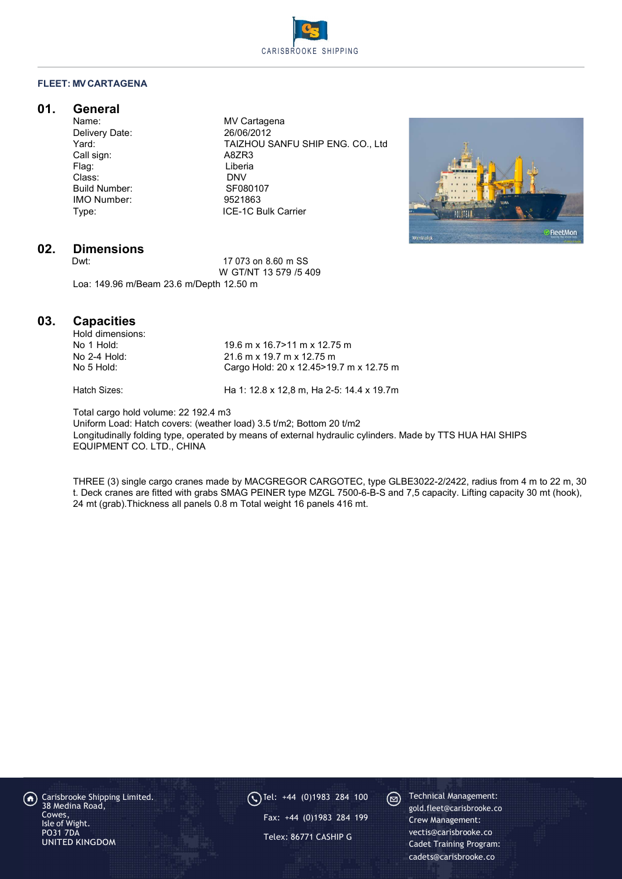CARISBROOKE SHIPPING

**FLEET: MV CARTAGENA**

## 01. General

| | |
|---|---|
| Name: | MV Cartagena |
| Delivery Date: | 26/06/2012 |
| Yard: | TAIZHOU SANFU SHIP ENG. CO., Ltd |
| Call sign: | A8ZR3 |
| Flag: | Liberia |
| Class: | DNV |
| Build Number: | SF080107 |
| IMO Number: | 9521863 |
| Type: | ICE-1C Bulk Carrier |

## 02. Dimensions

Dwt: 17 073 on 8.60 m SS

W GT/NT 13 579 /5 409

Loa: 149.96 m/Beam 23.6 m/Depth 12.50 m

## 03. Capacities

Hold dimensions:

| | |
|---|---|
| No 1 Hold: | 19.6 m x 16.7>11 m x 12.75 m |
| No 2-4 Hold: | 21.6 m x 19.7 m x 12.75 m |
| No 5 Hold: | Cargo Hold: 20 x 12.45>19.7 m x 12.75 m |

Hatch Sizes: Ha 1: 12.8 x 12,8 m, Ha 2-5: 14.4 x 19.7m

Total cargo hold volume: 22 192.4 m3
Uniform Load: Hatch covers: (weather load) 3.5 t/m2; Bottom 20 t/m2
Longitudinally folding type, operated by means of external hydraulic cylinders. Made by TTS HUA HAI SHIPS EQUIPMENT CO. LTD., CHINA

THREE (3) single cargo cranes made by MACGREGOR CARGOTEC, type GLBE3022-2/2422, radius from 4 m to 22 m, 30 t. Deck cranes are fitted with grabs SMAG PEINER type MZGL 7500-6-B-S and 7,5 capacity. Lifting capacity 30 mt (hook), 24 mt (grab).Thickness all panels 0.8 m Total weight 16 panels 416 mt.

Carisbrooke Shipping Limited.
38 Medina Road,
Cowes,
Isle of Wight.
PO31 7DA
UNITED KINGDOM

Tel: +44 (0)1983 284 100

Fax: +44 (0)1983 284 199

Telex: 86771 CASHIP G

Technical Management:
gold.fleet@carisbrooke.co
Crew Management:
vectis@carisbrooke.co
Cadet Training Program:
cadets@carisbrooke.co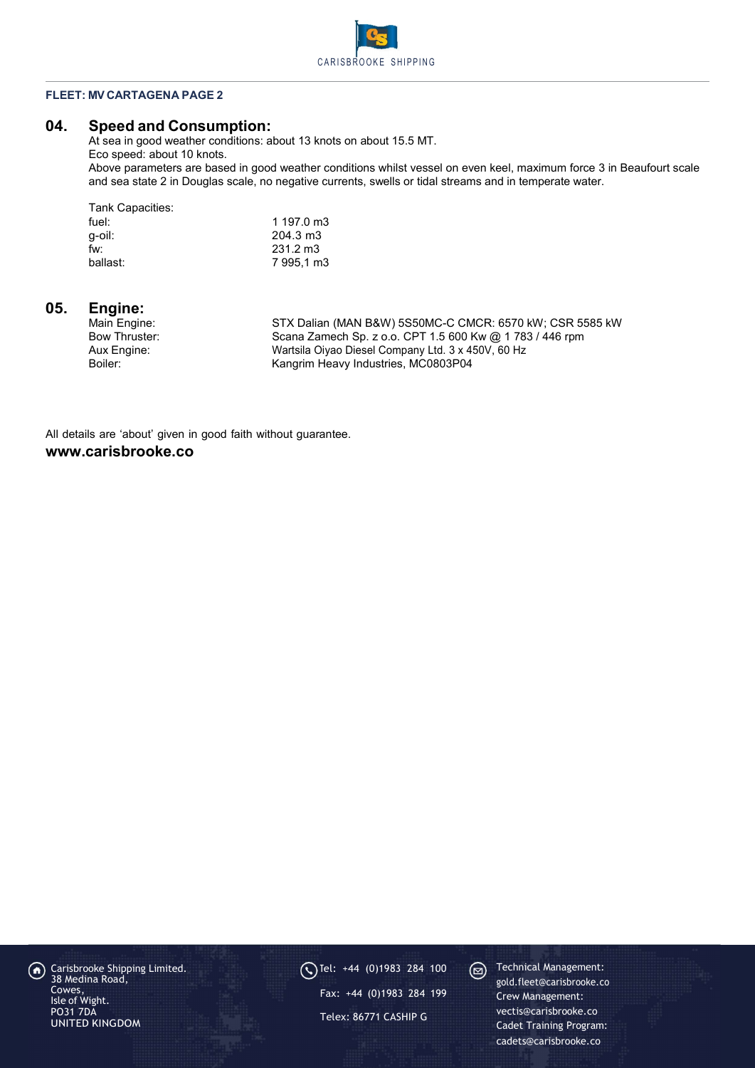## 04. Speed and Consumption:

At sea in good weather conditions: about 13 knots on about 15.5 MT.
Eco speed: about 10 knots.
Above parameters are based in good weather conditions whilst vessel on even keel, maximum force 3 in Beaufourt scale and sea state 2 in Douglas scale, no negative currents, swells or tidal streams and in temperate water.

Tank Capacities:

| | |
|---|---|
| fuel: | 1 197.0 m3 |
| g-oil: | 204.3 m3 |
| fw: | 231.2 m3 |
| ballast: | 7 995,1 m3 |

## 05. Engine:

| | |
|---|---|
| Main Engine: | STX Dalian (MAN B&W) 5S50MC-C CMCR: 6570 kW; CSR 5585 kW |
| Bow Thruster: | Scana Zamech Sp. z o.o. CPT 1.5 600 Kw @ 1 783 / 446 rpm |
| Aux Engine: | Wartsila Oiyao Diesel Company Ltd. 3 x 450V, 60 Hz |
| Boiler: | Kangrim Heavy Industries, MC0803P04 |

All details are 'about' given in good faith without guarantee.

**www.carisbrooke.co**